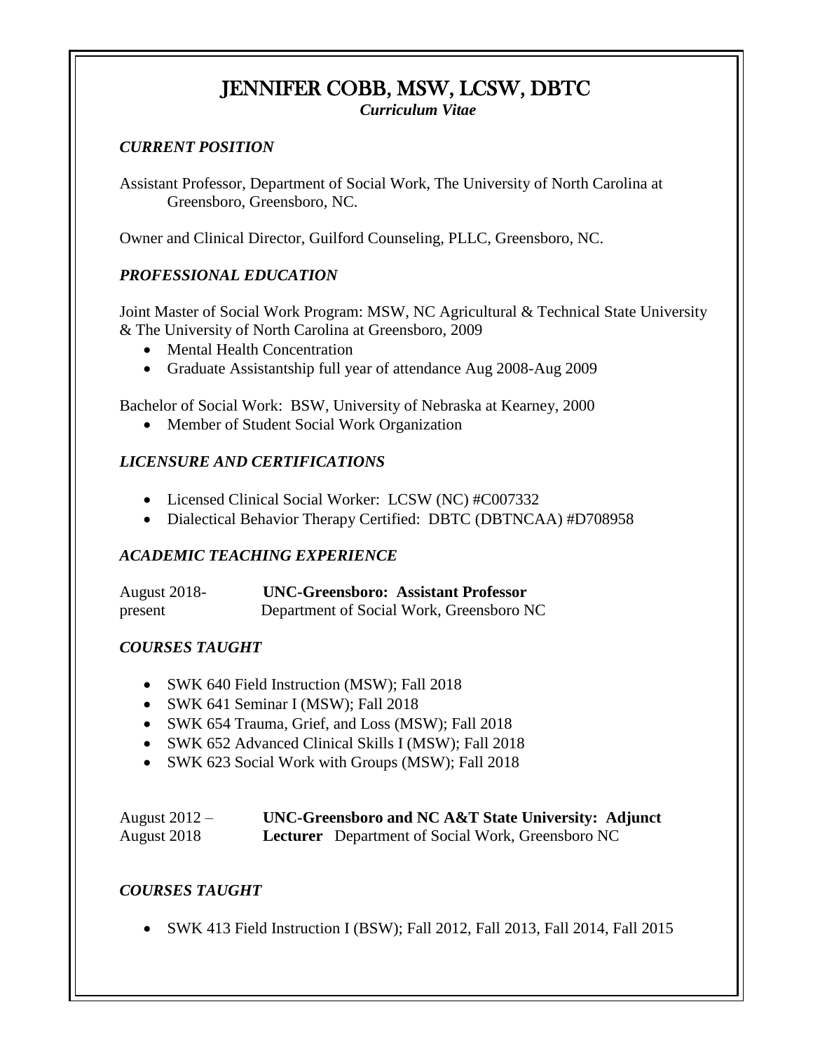# JENNIFER COBB, MSW, LCSW, DBTC

***Curriculum Vitae***

### *CURRENT POSITION*

Assistant Professor, Department of Social Work, The University of North Carolina at Greensboro, Greensboro, NC.

Owner and Clinical Director, Guilford Counseling, PLLC, Greensboro, NC.

### *PROFESSIONAL EDUCATION*

Joint Master of Social Work Program: MSW, NC Agricultural & Technical State University & The University of North Carolina at Greensboro, 2009

- Mental Health Concentration
- Graduate Assistantship full year of attendance Aug 2008-Aug 2009

Bachelor of Social Work: BSW, University of Nebraska at Kearney, 2000

- Member of Student Social Work Organization

### *LICENSURE AND CERTIFICATIONS*

- Licensed Clinical Social Worker: LCSW (NC) #C007332
- Dialectical Behavior Therapy Certified: DBTC (DBTNCAA) #D708958

### *ACADEMIC TEACHING EXPERIENCE*

August 2018-present — **UNC-Greensboro: Assistant Professor**
Department of Social Work, Greensboro NC

### *COURSES TAUGHT*

- SWK 640 Field Instruction (MSW); Fall 2018
- SWK 641 Seminar I (MSW); Fall 2018
- SWK 654 Trauma, Grief, and Loss (MSW); Fall 2018
- SWK 652 Advanced Clinical Skills I (MSW); Fall 2018
- SWK 623 Social Work with Groups (MSW); Fall 2018

August 2012 – August 2018 — **UNC-Greensboro and NC A&T State University: Adjunct Lecturer** Department of Social Work, Greensboro NC

### *COURSES TAUGHT*

- SWK 413 Field Instruction I (BSW); Fall 2012, Fall 2013, Fall 2014, Fall 2015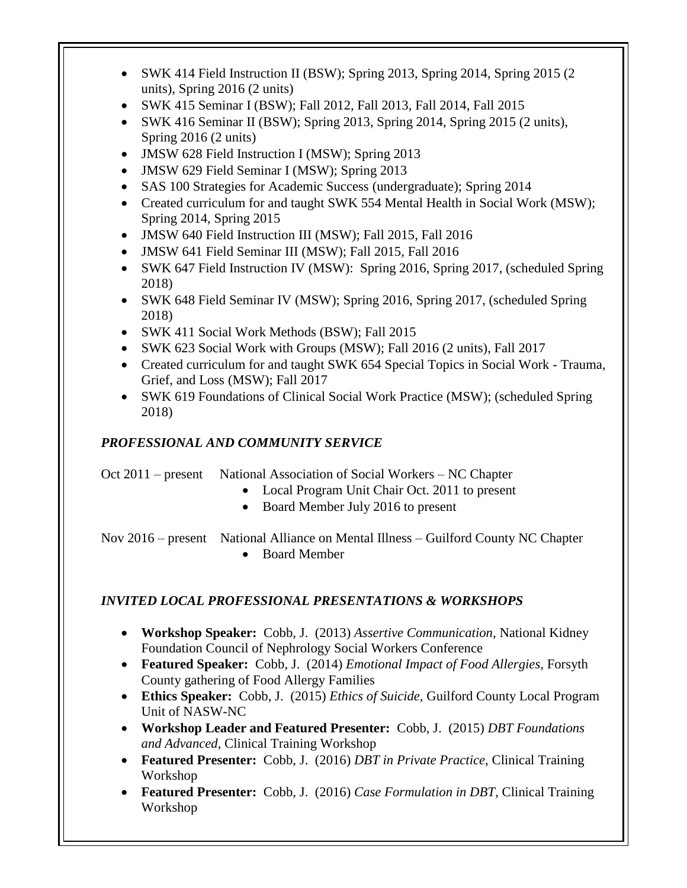- SWK 414 Field Instruction II (BSW); Spring 2013, Spring 2014, Spring 2015 (2 units), Spring 2016 (2 units)
- SWK 415 Seminar I (BSW); Fall 2012, Fall 2013, Fall 2014, Fall 2015
- SWK 416 Seminar II (BSW); Spring 2013, Spring 2014, Spring 2015 (2 units), Spring 2016 (2 units)
- JMSW 628 Field Instruction I (MSW); Spring 2013
- JMSW 629 Field Seminar I (MSW); Spring 2013
- SAS 100 Strategies for Academic Success (undergraduate); Spring 2014
- Created curriculum for and taught SWK 554 Mental Health in Social Work (MSW); Spring 2014, Spring 2015
- JMSW 640 Field Instruction III (MSW); Fall 2015, Fall 2016
- JMSW 641 Field Seminar III (MSW); Fall 2015, Fall 2016
- SWK 647 Field Instruction IV (MSW): Spring 2016, Spring 2017, (scheduled Spring 2018)
- SWK 648 Field Seminar IV (MSW); Spring 2016, Spring 2017, (scheduled Spring 2018)
- SWK 411 Social Work Methods (BSW); Fall 2015
- SWK 623 Social Work with Groups (MSW); Fall 2016 (2 units), Fall 2017
- Created curriculum for and taught SWK 654 Special Topics in Social Work - Trauma, Grief, and Loss (MSW); Fall 2017
- SWK 619 Foundations of Clinical Social Work Practice (MSW); (scheduled Spring 2018)

### *PROFESSIONAL AND COMMUNITY SERVICE*

Oct 2011 – present National Association of Social Workers – NC Chapter

- Local Program Unit Chair Oct. 2011 to present
- Board Member July 2016 to present

Nov 2016 – present National Alliance on Mental Illness – Guilford County NC Chapter

- Board Member

### *INVITED LOCAL PROFESSIONAL PRESENTATIONS & WORKSHOPS*

- **Workshop Speaker:** Cobb, J. (2013) *Assertive Communication*, National Kidney Foundation Council of Nephrology Social Workers Conference
- **Featured Speaker:** Cobb, J. (2014) *Emotional Impact of Food Allergies*, Forsyth County gathering of Food Allergy Families
- **Ethics Speaker:** Cobb, J. (2015) *Ethics of Suicide*, Guilford County Local Program Unit of NASW-NC
- **Workshop Leader and Featured Presenter:** Cobb, J. (2015) *DBT Foundations and Advanced*, Clinical Training Workshop
- **Featured Presenter:** Cobb, J. (2016) *DBT in Private Practice*, Clinical Training Workshop
- **Featured Presenter:** Cobb, J. (2016) *Case Formulation in DBT*, Clinical Training Workshop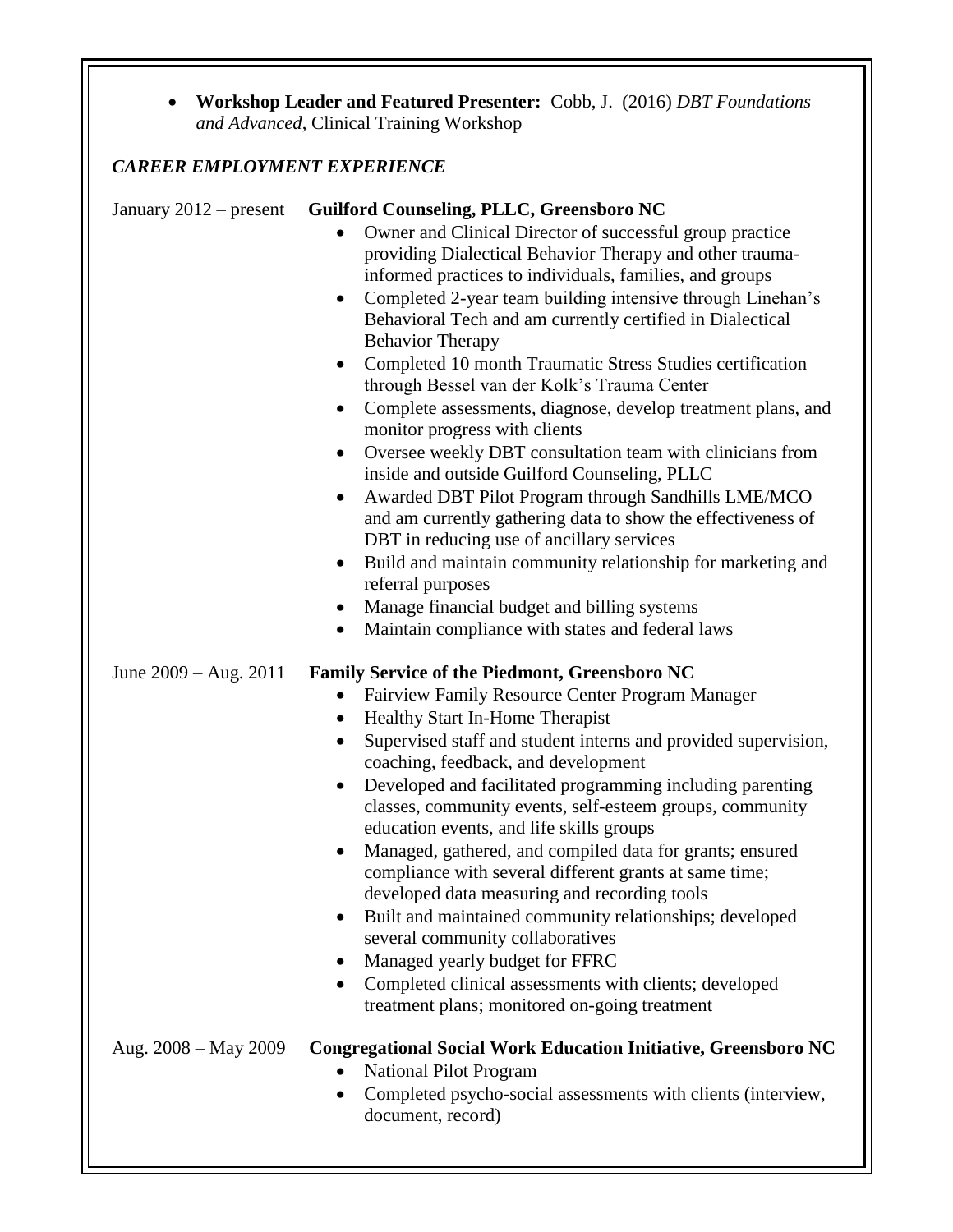- **Workshop Leader and Featured Presenter:** Cobb, J. (2016) *DBT Foundations and Advanced*, Clinical Training Workshop

### *CAREER EMPLOYMENT EXPERIENCE*

January 2012 – present **Guilford Counseling, PLLC, Greensboro NC**

- Owner and Clinical Director of successful group practice providing Dialectical Behavior Therapy and other trauma-informed practices to individuals, families, and groups
- Completed 2-year team building intensive through Linehan's Behavioral Tech and am currently certified in Dialectical Behavior Therapy
- Completed 10 month Traumatic Stress Studies certification through Bessel van der Kolk's Trauma Center
- Complete assessments, diagnose, develop treatment plans, and monitor progress with clients
- Oversee weekly DBT consultation team with clinicians from inside and outside Guilford Counseling, PLLC
- Awarded DBT Pilot Program through Sandhills LME/MCO and am currently gathering data to show the effectiveness of DBT in reducing use of ancillary services
- Build and maintain community relationship for marketing and referral purposes
- Manage financial budget and billing systems
- Maintain compliance with states and federal laws

June 2009 – Aug. 2011 **Family Service of the Piedmont, Greensboro NC**

- Fairview Family Resource Center Program Manager
- Healthy Start In-Home Therapist
- Supervised staff and student interns and provided supervision, coaching, feedback, and development
- Developed and facilitated programming including parenting classes, community events, self-esteem groups, community education events, and life skills groups
- Managed, gathered, and compiled data for grants; ensured compliance with several different grants at same time; developed data measuring and recording tools
- Built and maintained community relationships; developed several community collaboratives
- Managed yearly budget for FFRC
- Completed clinical assessments with clients; developed treatment plans; monitored on-going treatment

Aug. 2008 – May 2009 **Congregational Social Work Education Initiative, Greensboro NC**

- National Pilot Program
- Completed psycho-social assessments with clients (interview, document, record)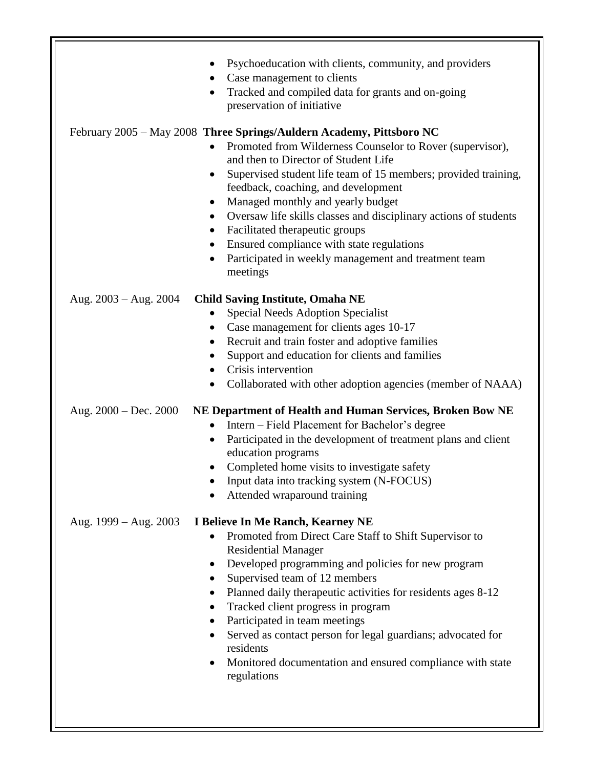- Psychoeducation with clients, community, and providers
- Case management to clients
- Tracked and compiled data for grants and on-going preservation of initiative

February 2005 – May 2008 **Three Springs/Auldern Academy, Pittsboro NC**

- Promoted from Wilderness Counselor to Rover (supervisor), and then to Director of Student Life
- Supervised student life team of 15 members; provided training, feedback, coaching, and development
- Managed monthly and yearly budget
- Oversaw life skills classes and disciplinary actions of students
- Facilitated therapeutic groups
- Ensured compliance with state regulations
- Participated in weekly management and treatment team meetings

Aug. 2003 – Aug. 2004 **Child Saving Institute, Omaha NE**

- Special Needs Adoption Specialist
- Case management for clients ages 10-17
- Recruit and train foster and adoptive families
- Support and education for clients and families
- Crisis intervention
- Collaborated with other adoption agencies (member of NAAA)

Aug. 2000 – Dec. 2000 **NE Department of Health and Human Services, Broken Bow NE**

- Intern – Field Placement for Bachelor's degree
- Participated in the development of treatment plans and client education programs
- Completed home visits to investigate safety
- Input data into tracking system (N-FOCUS)
- Attended wraparound training

Aug. 1999 – Aug. 2003 **I Believe In Me Ranch, Kearney NE**

- Promoted from Direct Care Staff to Shift Supervisor to Residential Manager
- Developed programming and policies for new program
- Supervised team of 12 members
- Planned daily therapeutic activities for residents ages 8-12
- Tracked client progress in program
- Participated in team meetings
- Served as contact person for legal guardians; advocated for residents
- Monitored documentation and ensured compliance with state regulations